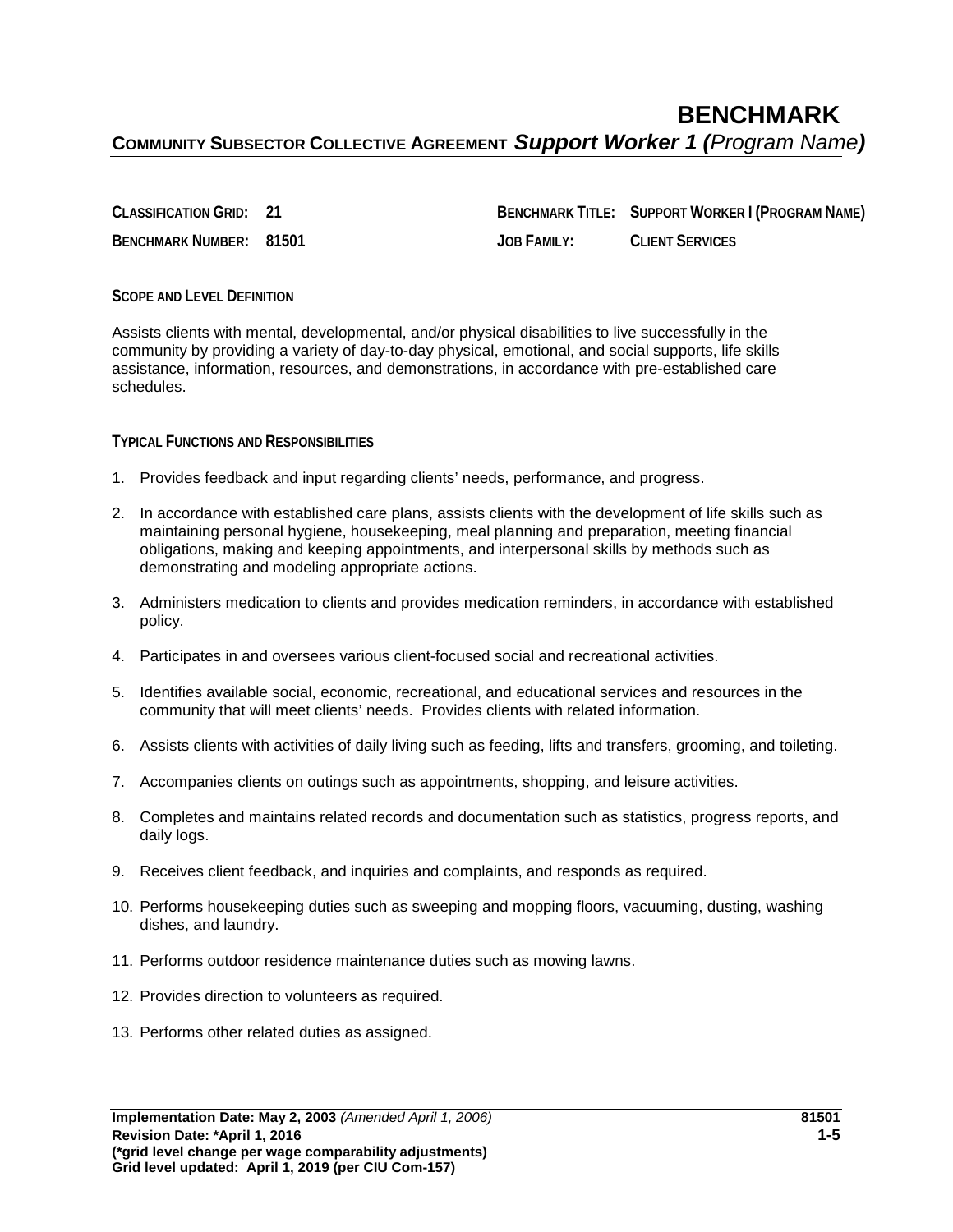# BENCHMARK

**COMMUNITY SUBSECTOR COLLECTIVE AGREEMENT** ***Support Worker 1 (**Program Name**)***

**CLASSIFICATION GRID:** **21**

**BENCHMARK NUMBER:** **81501**

**BENCHMARK TITLE:** **SUPPORT WORKER I (PROGRAM NAME)**

**JOB FAMILY:** **CLIENT SERVICES**

## SCOPE AND LEVEL DEFINITION

Assists clients with mental, developmental, and/or physical disabilities to live successfully in the community by providing a variety of day-to-day physical, emotional, and social supports, life skills assistance, information, resources, and demonstrations, in accordance with pre-established care schedules.

## TYPICAL FUNCTIONS AND RESPONSIBILITIES

1. Provides feedback and input regarding clients' needs, performance, and progress.
2. In accordance with established care plans, assists clients with the development of life skills such as maintaining personal hygiene, housekeeping, meal planning and preparation, meeting financial obligations, making and keeping appointments, and interpersonal skills by methods such as demonstrating and modeling appropriate actions.
3. Administers medication to clients and provides medication reminders, in accordance with established policy.
4. Participates in and oversees various client-focused social and recreational activities.
5. Identifies available social, economic, recreational, and educational services and resources in the community that will meet clients' needs. Provides clients with related information.
6. Assists clients with activities of daily living such as feeding, lifts and transfers, grooming, and toileting.
7. Accompanies clients on outings such as appointments, shopping, and leisure activities.
8. Completes and maintains related records and documentation such as statistics, progress reports, and daily logs.
9. Receives client feedback, and inquiries and complaints, and responds as required.
10. Performs housekeeping duties such as sweeping and mopping floors, vacuuming, dusting, washing dishes, and laundry.
11. Performs outdoor residence maintenance duties such as mowing lawns.
12. Provides direction to volunteers as required.
13. Performs other related duties as assigned.

**Implementation Date: May 2, 2003** *(Amended April 1, 2006)*
**Revision Date: *April 1, 2016**
**(*grid level change per wage comparability adjustments)**
**Grid level updated: April 1, 2019 (per CIU Com-157)**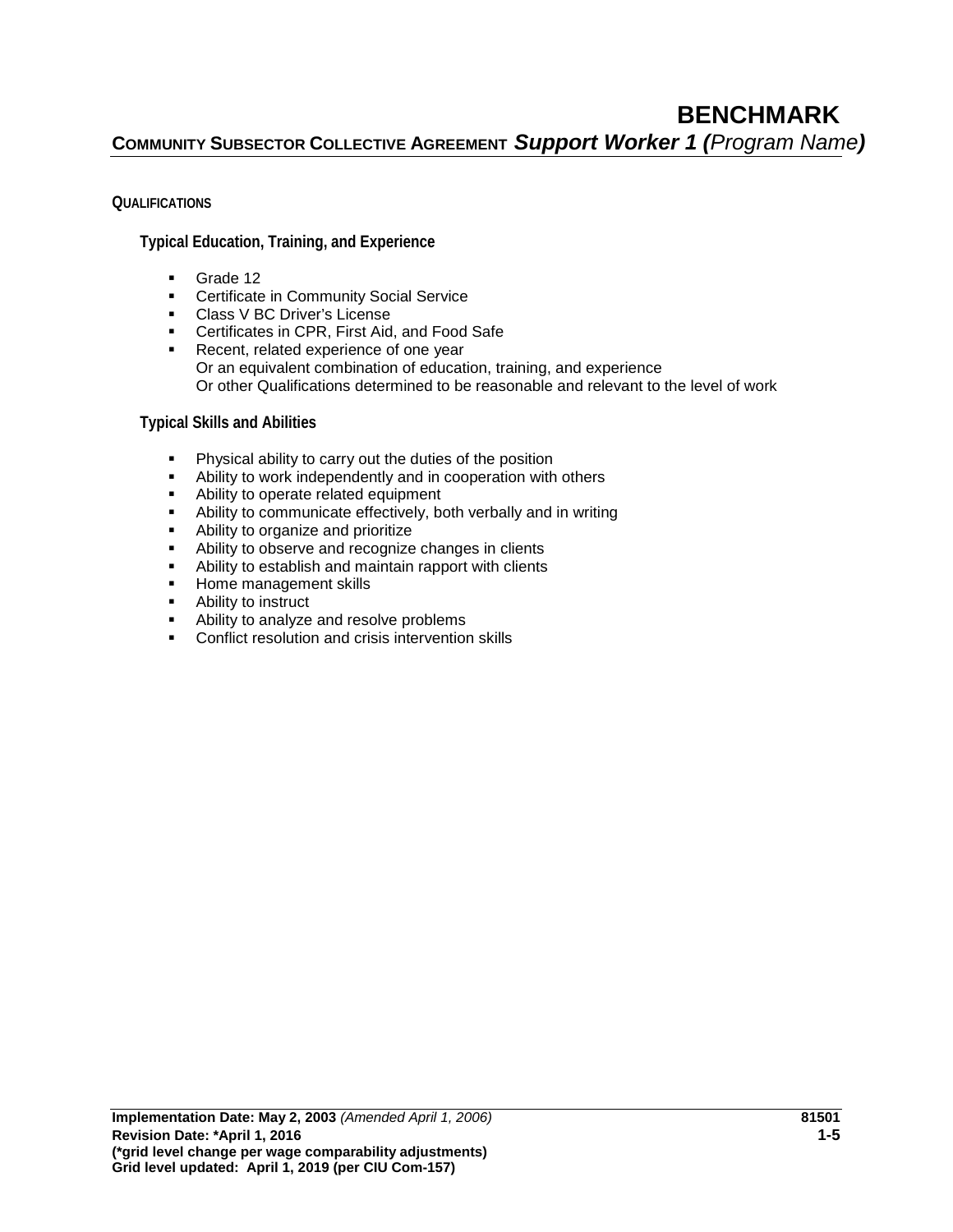## Qualifications

### Typical Education, Training, and Experience

- Grade 12
- Certificate in Community Social Service
- Class V BC Driver's License
- Certificates in CPR, First Aid, and Food Safe
- Recent, related experience of one year
  Or an equivalent combination of education, training, and experience
  Or other Qualifications determined to be reasonable and relevant to the level of work

### Typical Skills and Abilities

- Physical ability to carry out the duties of the position
- Ability to work independently and in cooperation with others
- Ability to operate related equipment
- Ability to communicate effectively, both verbally and in writing
- Ability to organize and prioritize
- Ability to observe and recognize changes in clients
- Ability to establish and maintain rapport with clients
- Home management skills
- Ability to instruct
- Ability to analyze and resolve problems
- Conflict resolution and crisis intervention skills